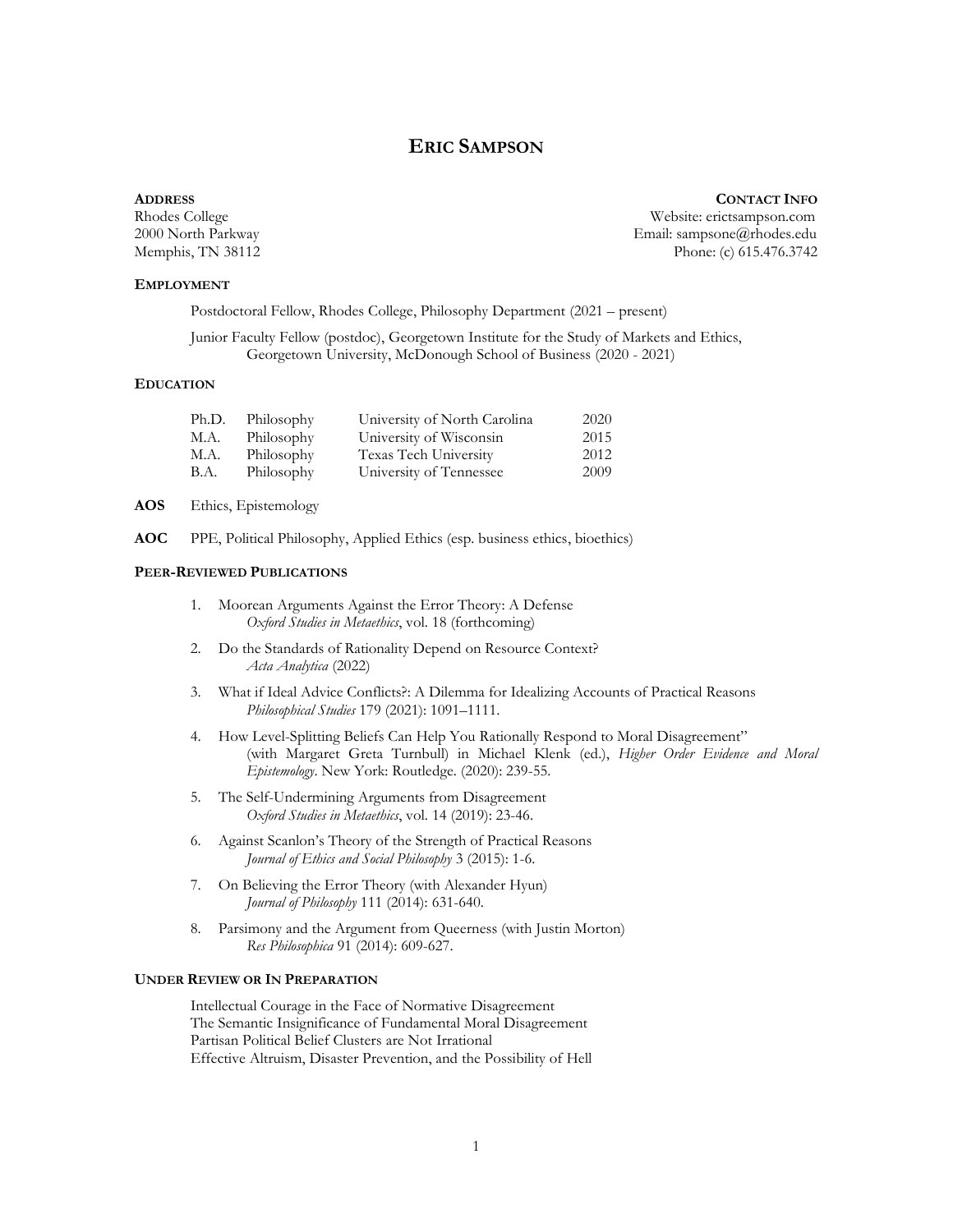# ERIC SAMPSON

**ADDRESS**
Rhodes College
2000 North Parkway
Memphis, TN 38112

**CONTACT INFO**
Website: erictsampson.com
Email: sampsone@rhodes.edu
Phone: (c) 615.476.3742

## EMPLOYMENT

Postdoctoral Fellow, Rhodes College, Philosophy Department (2021 – present)

Junior Faculty Fellow (postdoc), Georgetown Institute for the Study of Markets and Ethics, Georgetown University, McDonough School of Business (2020 - 2021)

## EDUCATION

| | | | |
|---|---|---|---|
| Ph.D. | Philosophy | University of North Carolina | 2020 |
| M.A. | Philosophy | University of Wisconsin | 2015 |
| M.A. | Philosophy | Texas Tech University | 2012 |
| B.A. | Philosophy | University of Tennessee | 2009 |

**AOS** Ethics, Epistemology

**AOC** PPE, Political Philosophy, Applied Ethics (esp. business ethics, bioethics)

## PEER-REVIEWED PUBLICATIONS

1. Moorean Arguments Against the Error Theory: A Defense
   *Oxford Studies in Metaethics*, vol. 18 (forthcoming)
2. Do the Standards of Rationality Depend on Resource Context?
   *Acta Analytica* (2022)
3. What if Ideal Advice Conflicts?: A Dilemma for Idealizing Accounts of Practical Reasons
   *Philosophical Studies* 179 (2021): 1091–1111.
4. How Level-Splitting Beliefs Can Help You Rationally Respond to Moral Disagreement" (with Margaret Greta Turnbull) in Michael Klenk (ed.), *Higher Order Evidence and Moral Epistemology*. New York: Routledge. (2020): 239-55.
5. The Self-Undermining Arguments from Disagreement
   *Oxford Studies in Metaethics*, vol. 14 (2019): 23-46.
6. Against Scanlon's Theory of the Strength of Practical Reasons
   *Journal of Ethics and Social Philosophy* 3 (2015): 1-6.
7. On Believing the Error Theory (with Alexander Hyun)
   *Journal of Philosophy* 111 (2014): 631-640.
8. Parsimony and the Argument from Queerness (with Justin Morton)
   *Res Philosophica* 91 (2014): 609-627.

## UNDER REVIEW OR IN PREPARATION

Intellectual Courage in the Face of Normative Disagreement
The Semantic Insignificance of Fundamental Moral Disagreement
Partisan Political Belief Clusters are Not Irrational
Effective Altruism, Disaster Prevention, and the Possibility of Hell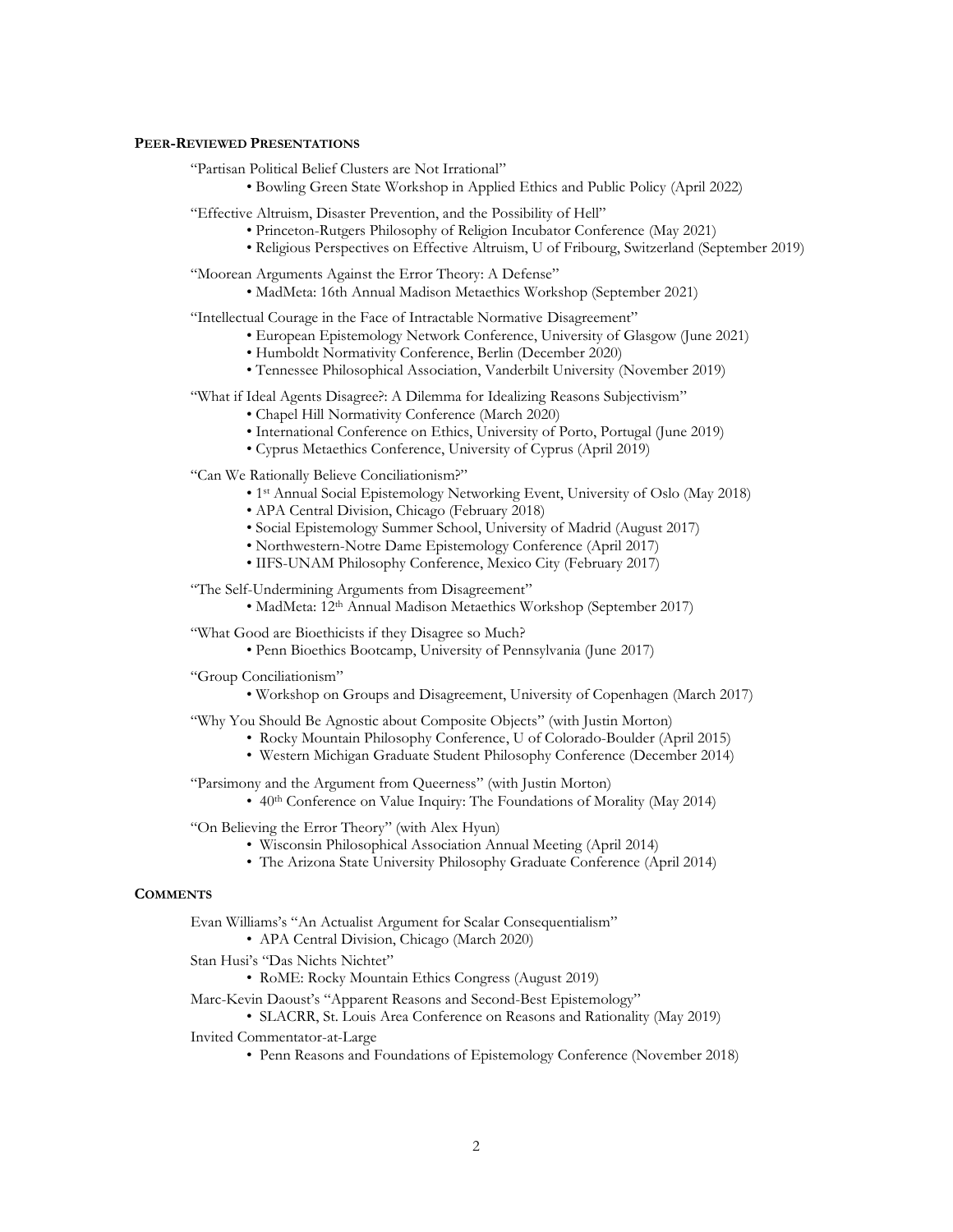## Peer-Reviewed Presentations

"Partisan Political Belief Clusters are Not Irrational"

- Bowling Green State Workshop in Applied Ethics and Public Policy (April 2022)

"Effective Altruism, Disaster Prevention, and the Possibility of Hell"

- Princeton-Rutgers Philosophy of Religion Incubator Conference (May 2021)
- Religious Perspectives on Effective Altruism, U of Fribourg, Switzerland (September 2019)

"Moorean Arguments Against the Error Theory: A Defense"

- MadMeta: 16th Annual Madison Metaethics Workshop (September 2021)

"Intellectual Courage in the Face of Intractable Normative Disagreement"

- European Epistemology Network Conference, University of Glasgow (June 2021)
- Humboldt Normativity Conference, Berlin (December 2020)
- Tennessee Philosophical Association, Vanderbilt University (November 2019)

"What if Ideal Agents Disagree?: A Dilemma for Idealizing Reasons Subjectivism"

- Chapel Hill Normativity Conference (March 2020)
- International Conference on Ethics, University of Porto, Portugal (June 2019)
- Cyprus Metaethics Conference, University of Cyprus (April 2019)

"Can We Rationally Believe Conciliationism?"

- 1st Annual Social Epistemology Networking Event, University of Oslo (May 2018)
- APA Central Division, Chicago (February 2018)
- Social Epistemology Summer School, University of Madrid (August 2017)
- Northwestern-Notre Dame Epistemology Conference (April 2017)
- IIFS-UNAM Philosophy Conference, Mexico City (February 2017)

"The Self-Undermining Arguments from Disagreement"

- MadMeta: 12th Annual Madison Metaethics Workshop (September 2017)

"What Good are Bioethicists if they Disagree so Much?

- Penn Bioethics Bootcamp, University of Pennsylvania (June 2017)

"Group Conciliationism"

- Workshop on Groups and Disagreement, University of Copenhagen (March 2017)

"Why You Should Be Agnostic about Composite Objects" (with Justin Morton)

- Rocky Mountain Philosophy Conference, U of Colorado-Boulder (April 2015)
- Western Michigan Graduate Student Philosophy Conference (December 2014)

"Parsimony and the Argument from Queerness" (with Justin Morton)

- 40th Conference on Value Inquiry: The Foundations of Morality (May 2014)

"On Believing the Error Theory" (with Alex Hyun)

- Wisconsin Philosophical Association Annual Meeting (April 2014)
- The Arizona State University Philosophy Graduate Conference (April 2014)

## Comments

Evan Williams's "An Actualist Argument for Scalar Consequentialism"

- APA Central Division, Chicago (March 2020)

Stan Husi's "Das Nichts Nichtet"

- RoME: Rocky Mountain Ethics Congress (August 2019)

Marc-Kevin Daoust's "Apparent Reasons and Second-Best Epistemology"

- SLACRR, St. Louis Area Conference on Reasons and Rationality (May 2019)

Invited Commentator-at-Large

- Penn Reasons and Foundations of Epistemology Conference (November 2018)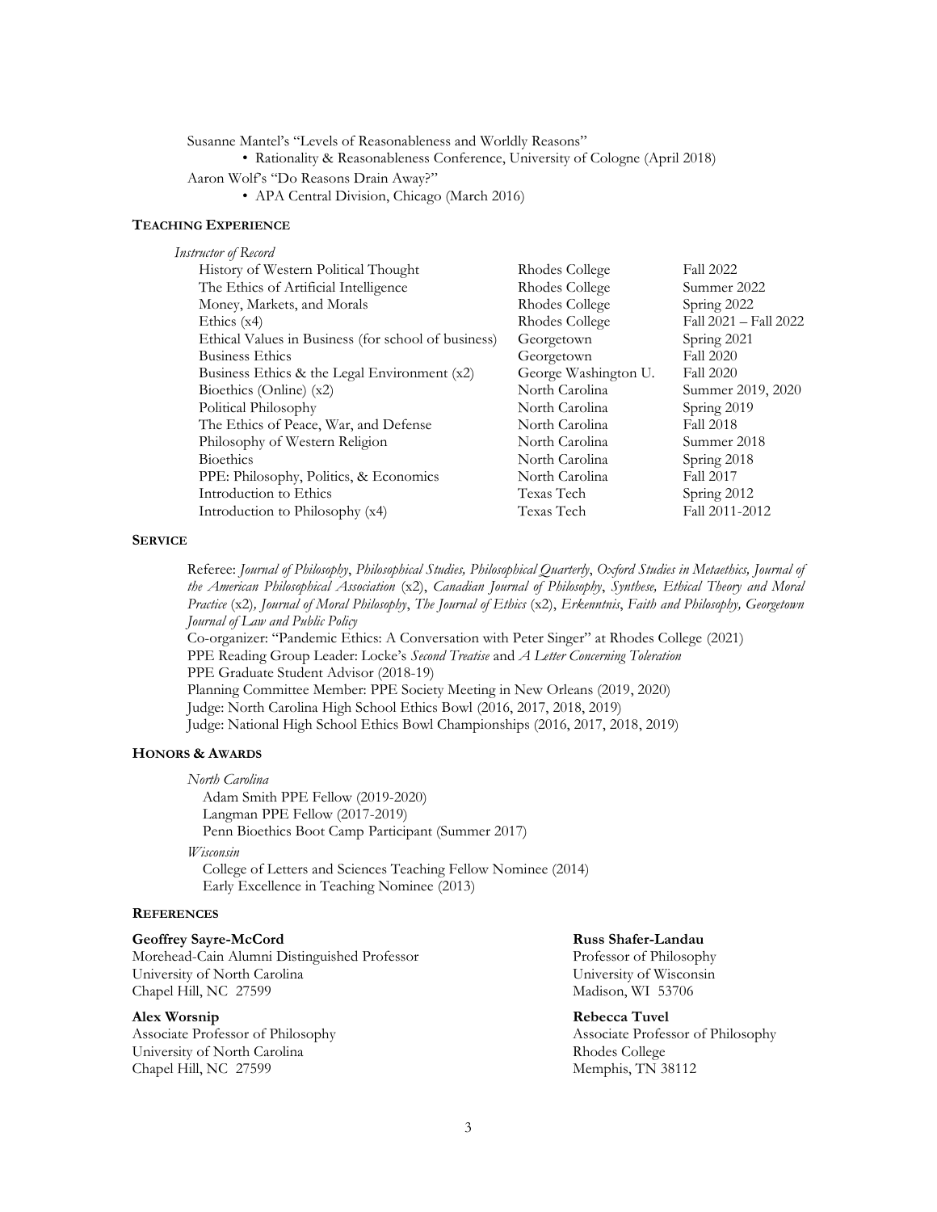Susanne Mantel's "Levels of Reasonableness and Worldly Reasons"

- Rationality & Reasonableness Conference, University of Cologne (April 2018)

Aaron Wolf's "Do Reasons Drain Away?"

- APA Central Division, Chicago (March 2016)

## TEACHING EXPERIENCE

*Instructor of Record*

| | | |
|---|---|---|
| History of Western Political Thought | Rhodes College | Fall 2022 |
| The Ethics of Artificial Intelligence | Rhodes College | Summer 2022 |
| Money, Markets, and Morals | Rhodes College | Spring 2022 |
| Ethics (x4) | Rhodes College | Fall 2021 – Fall 2022 |
| Ethical Values in Business (for school of business) | Georgetown | Spring 2021 |
| Business Ethics | Georgetown | Fall 2020 |
| Business Ethics & the Legal Environment (x2) | George Washington U. | Fall 2020 |
| Bioethics (Online) (x2) | North Carolina | Summer 2019, 2020 |
| Political Philosophy | North Carolina | Spring 2019 |
| The Ethics of Peace, War, and Defense | North Carolina | Fall 2018 |
| Philosophy of Western Religion | North Carolina | Summer 2018 |
| Bioethics | North Carolina | Spring 2018 |
| PPE: Philosophy, Politics, & Economics | North Carolina | Fall 2017 |
| Introduction to Ethics | Texas Tech | Spring 2012 |
| Introduction to Philosophy (x4) | Texas Tech | Fall 2011-2012 |

## SERVICE

Referee: *Journal of Philosophy*, *Philosophical Studies, Philosophical Quarterly*, *Oxford Studies in Metaethics, Journal of the American Philosophical Association* (x2), *Canadian Journal of Philosophy*, *Synthese, Ethical Theory and Moral Practice* (x2)*, Journal of Moral Philosophy*, *The Journal of Ethics* (x2), *Erkenntnis*, *Faith and Philosophy, Georgetown Journal of Law and Public Policy*

Co-organizer: "Pandemic Ethics: A Conversation with Peter Singer" at Rhodes College (2021)

PPE Reading Group Leader: Locke's *Second Treatise* and *A Letter Concerning Toleration*

PPE Graduate Student Advisor (2018-19)

Planning Committee Member: PPE Society Meeting in New Orleans (2019, 2020)

Judge: North Carolina High School Ethics Bowl (2016, 2017, 2018, 2019)

Judge: National High School Ethics Bowl Championships (2016, 2017, 2018, 2019)

## HONORS & AWARDS

*North Carolina*

Adam Smith PPE Fellow (2019-2020)
Langman PPE Fellow (2017-2019)
Penn Bioethics Boot Camp Participant (Summer 2017)

*Wisconsin*

College of Letters and Sciences Teaching Fellow Nominee (2014)
Early Excellence in Teaching Nominee (2013)

## REFERENCES

**Geoffrey Sayre-McCord**
Morehead-Cain Alumni Distinguished Professor
University of North Carolina
Chapel Hill, NC 27599

**Russ Shafer-Landau**
Professor of Philosophy
University of Wisconsin
Madison, WI 53706

**Alex Worsnip**
Associate Professor of Philosophy
University of North Carolina
Chapel Hill, NC 27599

**Rebecca Tuvel**
Associate Professor of Philosophy
Rhodes College
Memphis, TN 38112